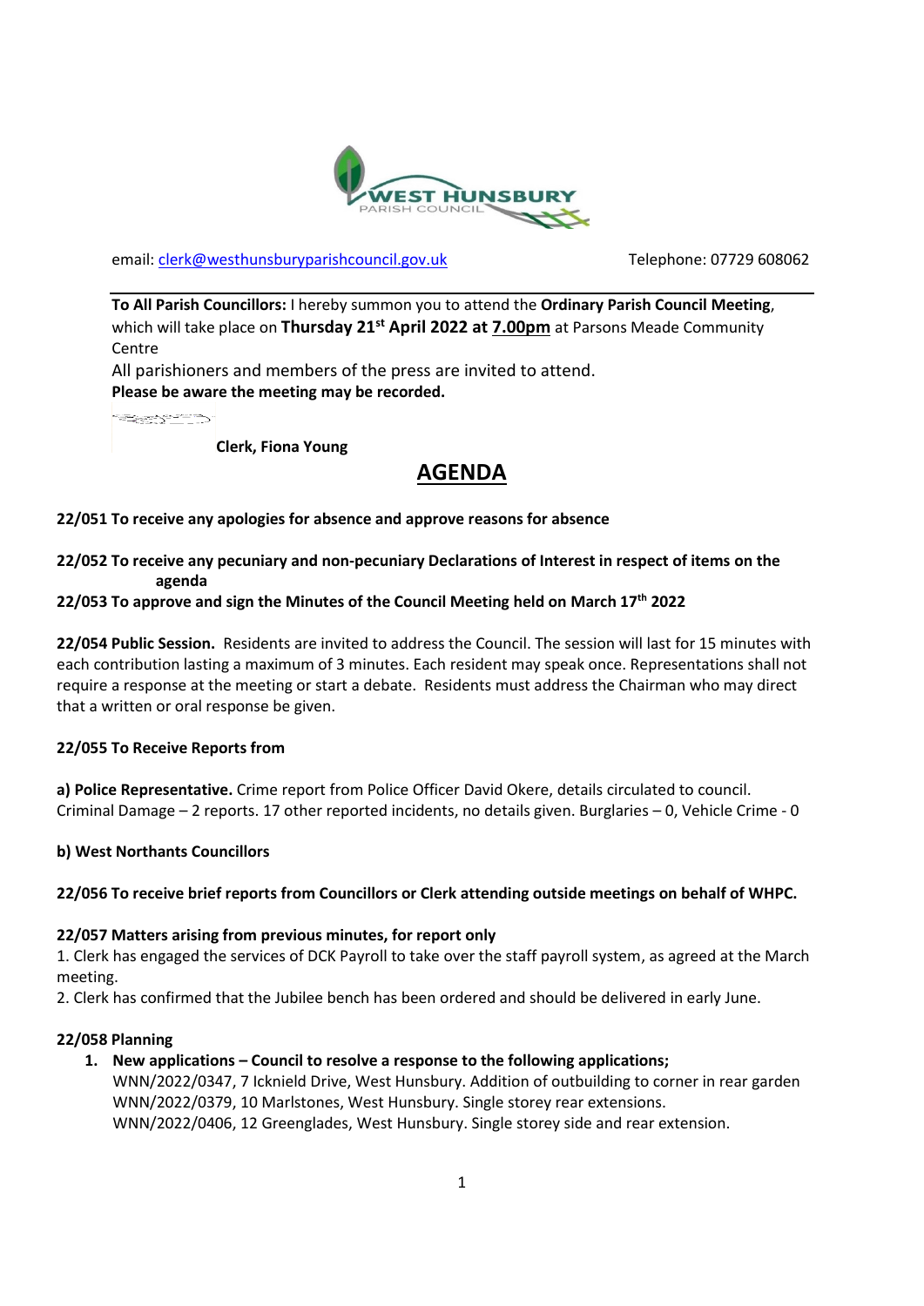email: clerk@westhunsburyparishcouncil.gov.uk Telephone: 07729 608062

**To All Parish Councillors:** I hereby summon you to attend the **Ordinary Parish Council Meeting**, which will take place on **Thursday 21st April 2022 at 7.00pm** at Parsons Meade Community Centre

All parishioners and members of the press are invited to attend.

**Please be aware the meeting may be recorded.**

**Clerk, Fiona Young**

# AGENDA

**22/051 To receive any apologies for absence and approve reasons for absence**

**22/052 To receive any pecuniary and non-pecuniary Declarations of Interest in respect of items on the agenda**

**22/053 To approve and sign the Minutes of the Council Meeting held on March 17th 2022**

**22/054 Public Session.** Residents are invited to address the Council. The session will last for 15 minutes with each contribution lasting a maximum of 3 minutes. Each resident may speak once. Representations shall not require a response at the meeting or start a debate. Residents must address the Chairman who may direct that a written or oral response be given.

**22/055 To Receive Reports from**

**a) Police Representative.** Crime report from Police Officer David Okere, details circulated to council. Criminal Damage – 2 reports. 17 other reported incidents, no details given. Burglaries – 0, Vehicle Crime - 0

**b) West Northants Councillors**

**22/056 To receive brief reports from Councillors or Clerk attending outside meetings on behalf of WHPC.**

**22/057 Matters arising from previous minutes, for report only**

1. Clerk has engaged the services of DCK Payroll to take over the staff payroll system, as agreed at the March meeting.
2. Clerk has confirmed that the Jubilee bench has been ordered and should be delivered in early June.

**22/058 Planning**

1. **New applications – Council to resolve a response to the following applications;**
   WNN/2022/0347, 7 Icknield Drive, West Hunsbury. Addition of outbuilding to corner in rear garden
   WNN/2022/0379, 10 Marlstones, West Hunsbury. Single storey rear extensions.
   WNN/2022/0406, 12 Greenglades, West Hunsbury. Single storey side and rear extension.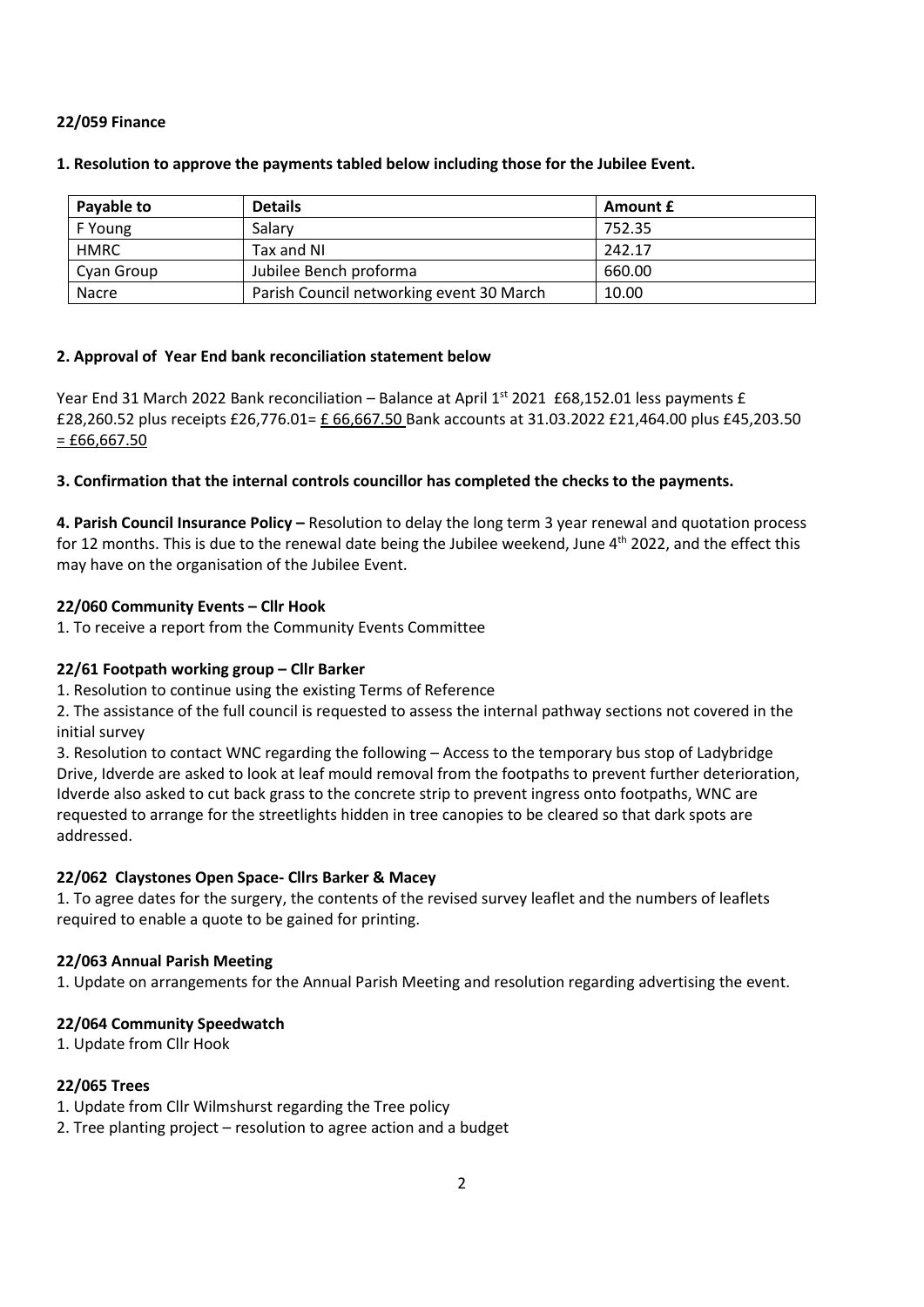**22/059 Finance**

**1. Resolution to approve the payments tabled below including those for the Jubilee Event.**

| Payable to | Details | Amount £ |
|---|---|---|
| F Young | Salary | 752.35 |
| HMRC | Tax and NI | 242.17 |
| Cyan Group | Jubilee Bench proforma | 660.00 |
| Nacre | Parish Council networking event 30 March | 10.00 |

**2. Approval of Year End bank reconciliation statement below**

Year End 31 March 2022 Bank reconciliation – Balance at April 1st 2021 £68,152.01 less payments £ £28,260.52 plus receipts £26,776.01= £ 66,667.50 Bank accounts at 31.03.2022 £21,464.00 plus £45,203.50 = £66,667.50

**3. Confirmation that the internal controls councillor has completed the checks to the payments.**

**4. Parish Council Insurance Policy –** Resolution to delay the long term 3 year renewal and quotation process for 12 months. This is due to the renewal date being the Jubilee weekend, June 4th 2022, and the effect this may have on the organisation of the Jubilee Event.

**22/060 Community Events – Cllr Hook**

1. To receive a report from the Community Events Committee

**22/61 Footpath working group – Cllr Barker**

1. Resolution to continue using the existing Terms of Reference
2. The assistance of the full council is requested to assess the internal pathway sections not covered in the initial survey
3. Resolution to contact WNC regarding the following – Access to the temporary bus stop of Ladybridge Drive, Idverde are asked to look at leaf mould removal from the footpaths to prevent further deterioration, Idverde also asked to cut back grass to the concrete strip to prevent ingress onto footpaths, WNC are requested to arrange for the streetlights hidden in tree canopies to be cleared so that dark spots are addressed.

**22/062 Claystones Open Space- Cllrs Barker & Macey**

1. To agree dates for the surgery, the contents of the revised survey leaflet and the numbers of leaflets required to enable a quote to be gained for printing.

**22/063 Annual Parish Meeting**

1. Update on arrangements for the Annual Parish Meeting and resolution regarding advertising the event.

**22/064 Community Speedwatch**

1. Update from Cllr Hook

**22/065 Trees**

1. Update from Cllr Wilmshurst regarding the Tree policy
2. Tree planting project – resolution to agree action and a budget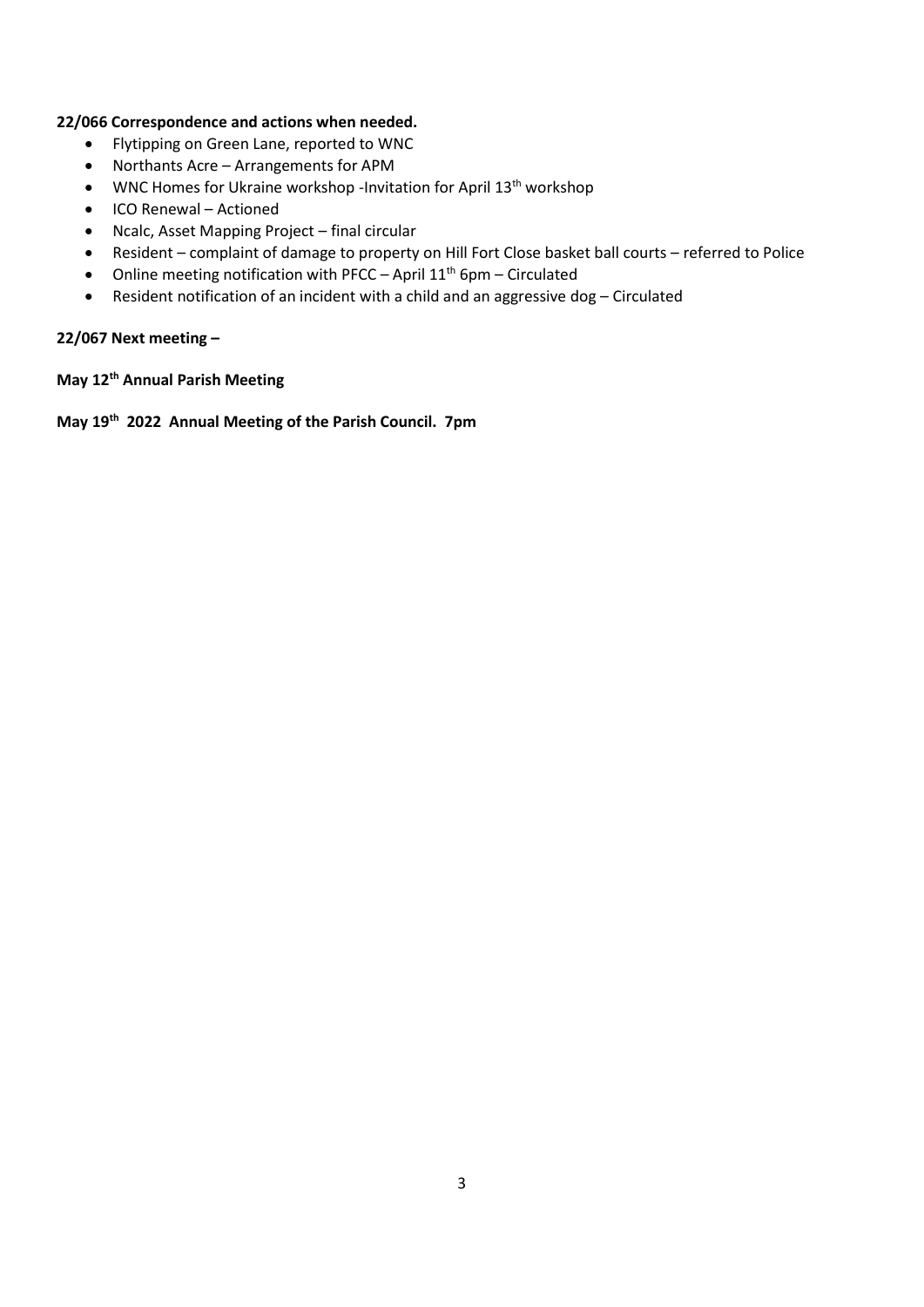**22/066 Correspondence and actions when needed.**

- Flytipping on Green Lane, reported to WNC
- Northants Acre – Arrangements for APM
- WNC Homes for Ukraine workshop -Invitation for April 13th workshop
- ICO Renewal – Actioned
- Ncalc, Asset Mapping Project – final circular
- Resident – complaint of damage to property on Hill Fort Close basket ball courts – referred to Police
- Online meeting notification with PFCC – April 11th 6pm – Circulated
- Resident notification of an incident with a child and an aggressive dog – Circulated

**22/067 Next meeting –**

**May 12th Annual Parish Meeting**

**May 19th 2022 Annual Meeting of the Parish Council. 7pm**